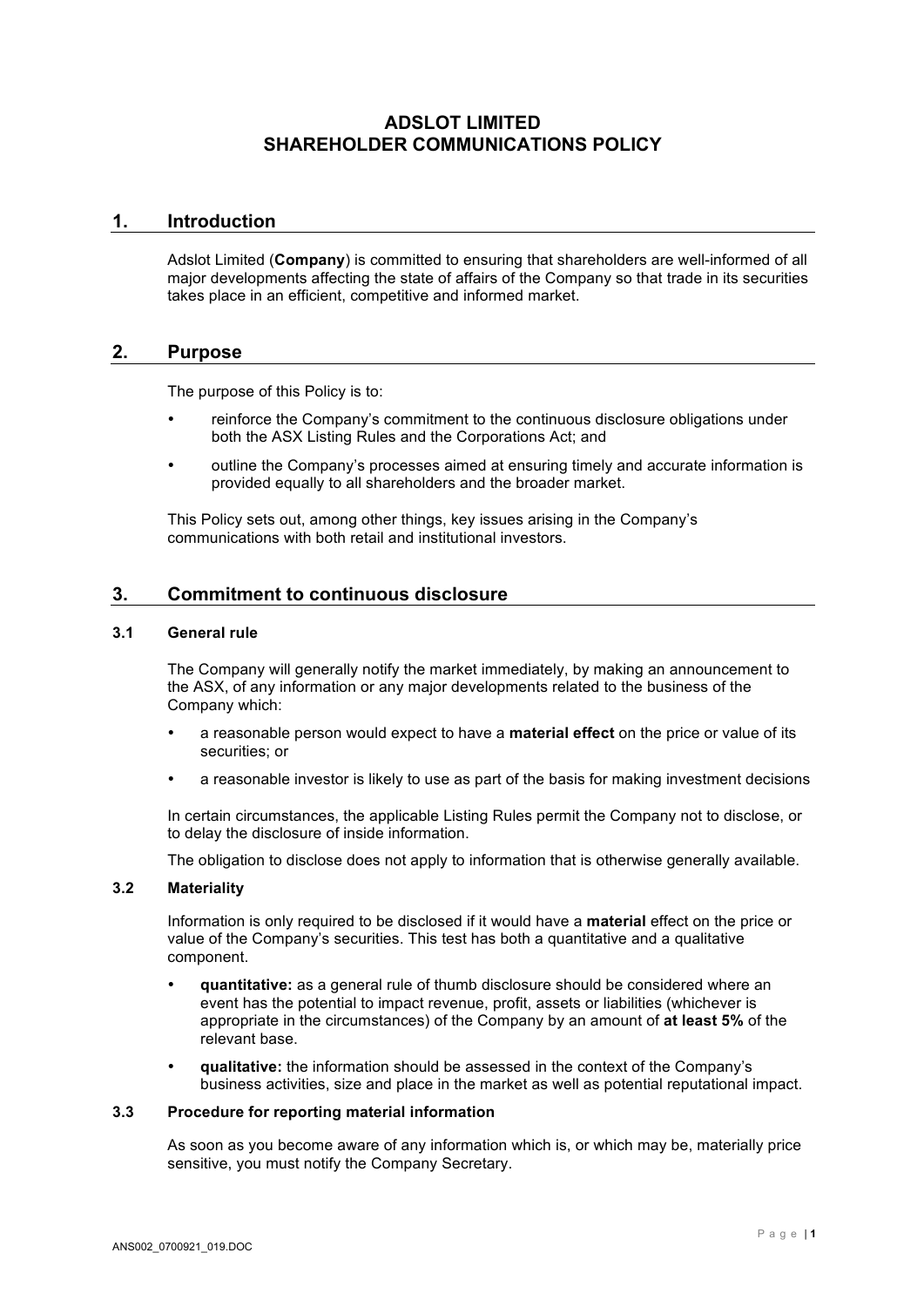# ADSLOT LIMITED
# SHAREHOLDER COMMUNICATIONS POLICY

## 1. Introduction

Adslot Limited (**Company**) is committed to ensuring that shareholders are well-informed of all major developments affecting the state of affairs of the Company so that trade in its securities takes place in an efficient, competitive and informed market.

## 2. Purpose

The purpose of this Policy is to:

- reinforce the Company's commitment to the continuous disclosure obligations under both the ASX Listing Rules and the Corporations Act; and
- outline the Company's processes aimed at ensuring timely and accurate information is provided equally to all shareholders and the broader market.

This Policy sets out, among other things, key issues arising in the Company's communications with both retail and institutional investors.

## 3. Commitment to continuous disclosure

### 3.1 General rule

The Company will generally notify the market immediately, by making an announcement to the ASX, of any information or any major developments related to the business of the Company which:

- a reasonable person would expect to have a **material effect** on the price or value of its securities; or
- a reasonable investor is likely to use as part of the basis for making investment decisions

In certain circumstances, the applicable Listing Rules permit the Company not to disclose, or to delay the disclosure of inside information.

The obligation to disclose does not apply to information that is otherwise generally available.

### 3.2 Materiality

Information is only required to be disclosed if it would have a **material** effect on the price or value of the Company's securities. This test has both a quantitative and a qualitative component.

- **quantitative:** as a general rule of thumb disclosure should be considered where an event has the potential to impact revenue, profit, assets or liabilities (whichever is appropriate in the circumstances) of the Company by an amount of **at least 5%** of the relevant base.
- **qualitative:** the information should be assessed in the context of the Company's business activities, size and place in the market as well as potential reputational impact.

### 3.3 Procedure for reporting material information

As soon as you become aware of any information which is, or which may be, materially price sensitive, you must notify the Company Secretary.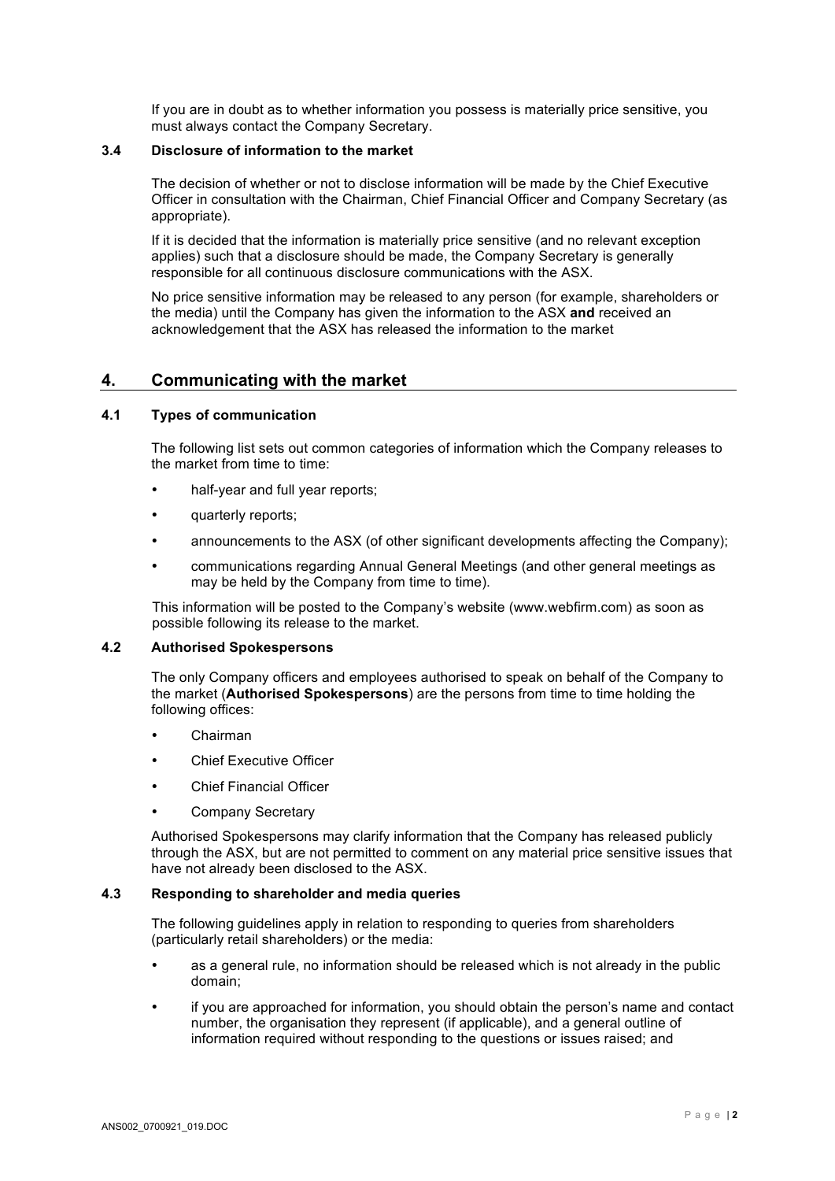If you are in doubt as to whether information you possess is materially price sensitive, you must always contact the Company Secretary.

### 3.4 Disclosure of information to the market

The decision of whether or not to disclose information will be made by the Chief Executive Officer in consultation with the Chairman, Chief Financial Officer and Company Secretary (as appropriate).

If it is decided that the information is materially price sensitive (and no relevant exception applies) such that a disclosure should be made, the Company Secretary is generally responsible for all continuous disclosure communications with the ASX.

No price sensitive information may be released to any person (for example, shareholders or the media) until the Company has given the information to the ASX **and** received an acknowledgement that the ASX has released the information to the market

## 4. Communicating with the market

### 4.1 Types of communication

The following list sets out common categories of information which the Company releases to the market from time to time:

- half-year and full year reports;
- quarterly reports;
- announcements to the ASX (of other significant developments affecting the Company);
- communications regarding Annual General Meetings (and other general meetings as may be held by the Company from time to time).

This information will be posted to the Company's website (www.webfirm.com) as soon as possible following its release to the market.

### 4.2 Authorised Spokespersons

The only Company officers and employees authorised to speak on behalf of the Company to the market (**Authorised Spokespersons**) are the persons from time to time holding the following offices:

- Chairman
- Chief Executive Officer
- Chief Financial Officer
- Company Secretary

Authorised Spokespersons may clarify information that the Company has released publicly through the ASX, but are not permitted to comment on any material price sensitive issues that have not already been disclosed to the ASX.

### 4.3 Responding to shareholder and media queries

The following guidelines apply in relation to responding to queries from shareholders (particularly retail shareholders) or the media:

- as a general rule, no information should be released which is not already in the public domain;
- if you are approached for information, you should obtain the person's name and contact number, the organisation they represent (if applicable), and a general outline of information required without responding to the questions or issues raised; and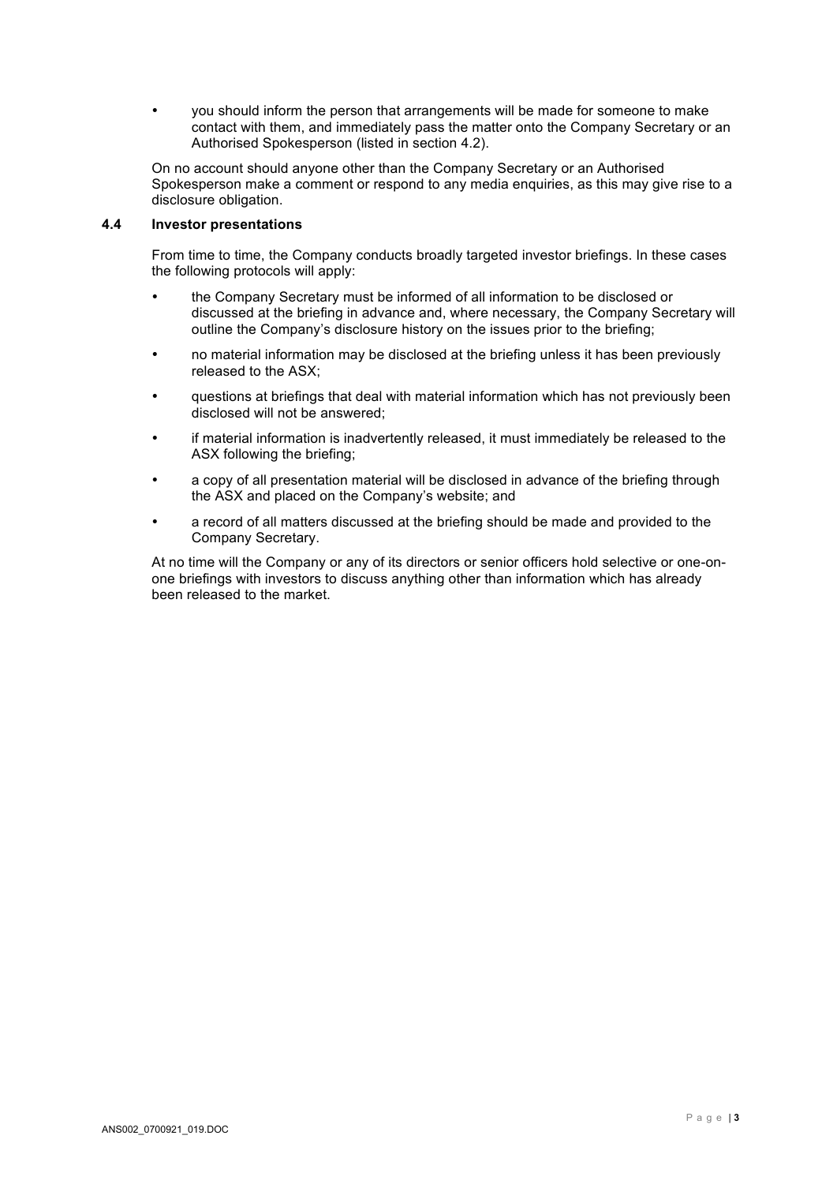- you should inform the person that arrangements will be made for someone to make contact with them, and immediately pass the matter onto the Company Secretary or an Authorised Spokesperson (listed in section 4.2).

On no account should anyone other than the Company Secretary or an Authorised Spokesperson make a comment or respond to any media enquiries, as this may give rise to a disclosure obligation.

### 4.4 Investor presentations

From time to time, the Company conducts broadly targeted investor briefings. In these cases the following protocols will apply:

- the Company Secretary must be informed of all information to be disclosed or discussed at the briefing in advance and, where necessary, the Company Secretary will outline the Company's disclosure history on the issues prior to the briefing;
- no material information may be disclosed at the briefing unless it has been previously released to the ASX;
- questions at briefings that deal with material information which has not previously been disclosed will not be answered;
- if material information is inadvertently released, it must immediately be released to the ASX following the briefing;
- a copy of all presentation material will be disclosed in advance of the briefing through the ASX and placed on the Company's website; and
- a record of all matters discussed at the briefing should be made and provided to the Company Secretary.

At no time will the Company or any of its directors or senior officers hold selective or one-on-one briefings with investors to discuss anything other than information which has already been released to the market.